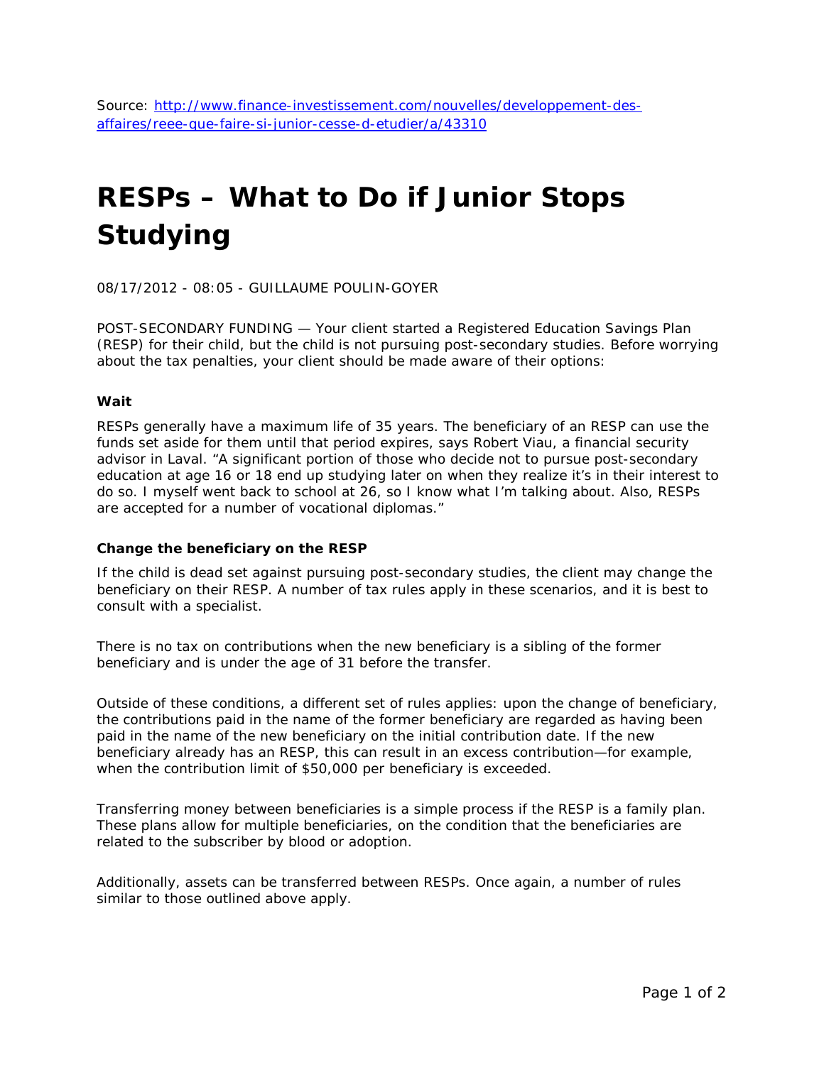Source: [http://www.finance-investissement.com/nouvelles/developpement-des-affaires/reee-que-faire-si-junior-cesse-d-etudier/a/43310](http://www.finance-investissement.com/nouvelles/developpement-des-affaires/reee-que-faire-si-junior-cesse-d-etudier/a/43310)

# RESPs – What to Do if Junior Stops Studying

08/17/2012 - 08:05 - GUILLAUME POULIN-GOYER

POST-SECONDARY FUNDING — Your client started a Registered Education Savings Plan (RESP) for their child, but the child is not pursuing post-secondary studies. Before worrying about the tax penalties, your client should be made aware of their options:

### Wait

RESPs generally have a maximum life of 35 years. The beneficiary of an RESP can use the funds set aside for them until that period expires, says Robert Viau, a financial security advisor in Laval. "A significant portion of those who decide not to pursue post-secondary education at age 16 or 18 end up studying later on when they realize it's in their interest to do so. I myself went back to school at 26, so I know what I'm talking about. Also, RESPs are accepted for a number of vocational diplomas."

### Change the beneficiary on the RESP

If the child is dead set against pursuing post-secondary studies, the client may change the beneficiary on their RESP. A number of tax rules apply in these scenarios, and it is best to consult with a specialist.

There is no tax on contributions when the new beneficiary is a sibling of the former beneficiary and is under the age of 31 before the transfer.

Outside of these conditions, a different set of rules applies: upon the change of beneficiary, the contributions paid in the name of the former beneficiary are regarded as having been paid in the name of the new beneficiary on the initial contribution date. If the new beneficiary already has an RESP, this can result in an excess contribution—for example, when the contribution limit of $50,000 per beneficiary is exceeded.

Transferring money between beneficiaries is a simple process if the RESP is a family plan. These plans allow for multiple beneficiaries, on the condition that the beneficiaries are related to the subscriber by blood or adoption.

Additionally, assets can be transferred between RESPs. Once again, a number of rules similar to those outlined above apply.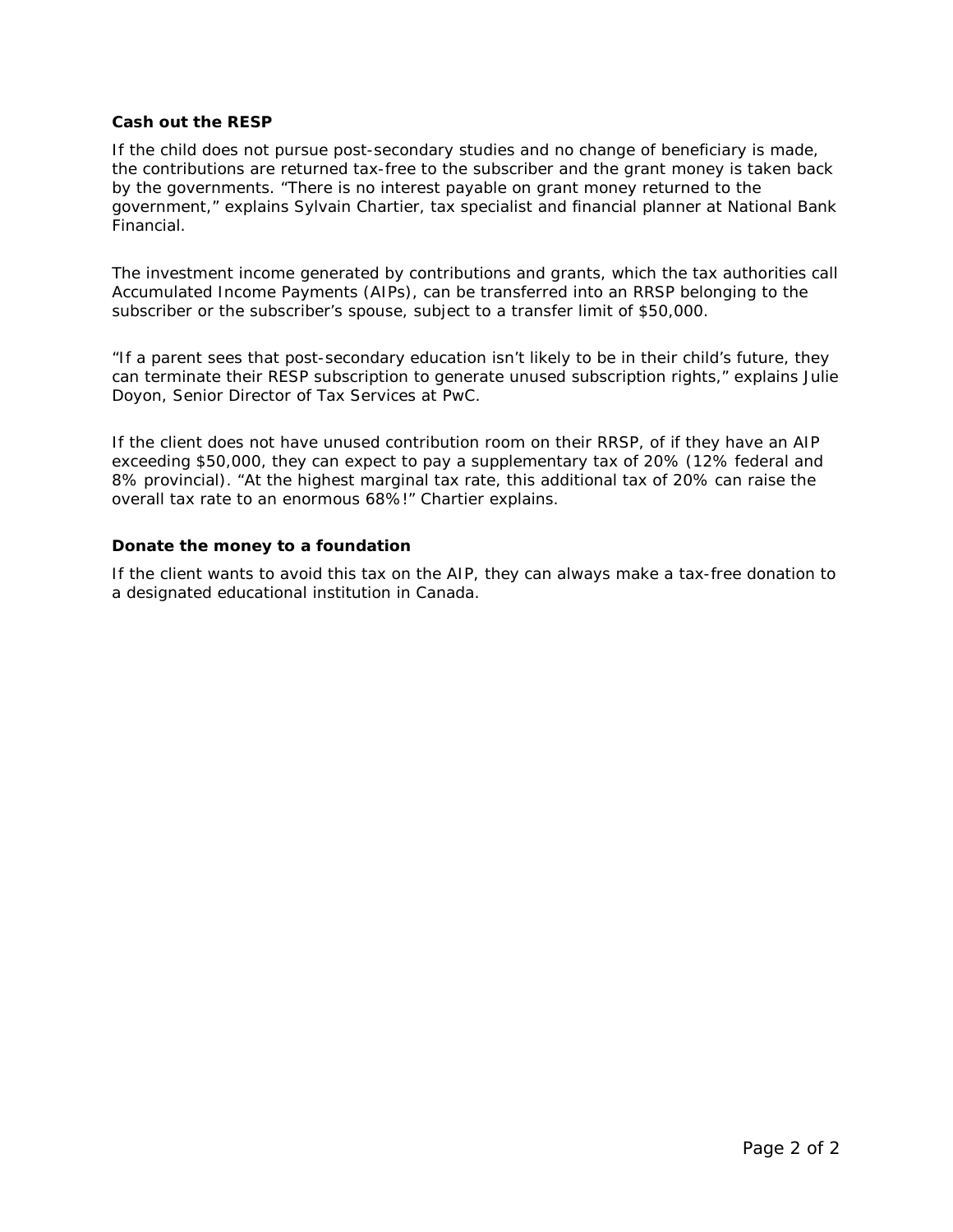**Cash out the RESP**

If the child does not pursue post-secondary studies and no change of beneficiary is made, the contributions are returned tax-free to the subscriber and the grant money is taken back by the governments. "There is no interest payable on grant money returned to the government," explains Sylvain Chartier, tax specialist and financial planner at National Bank Financial.

The investment income generated by contributions and grants, which the tax authorities call Accumulated Income Payments (AIPs), can be transferred into an RRSP belonging to the subscriber or the subscriber's spouse, subject to a transfer limit of $50,000.

"If a parent sees that post-secondary education isn't likely to be in their child's future, they can terminate their RESP subscription to generate unused subscription rights," explains Julie Doyon, Senior Director of Tax Services at PwC.

If the client does not have unused contribution room on their RRSP, of if they have an AIP exceeding $50,000, they can expect to pay a supplementary tax of 20% (12% federal and 8% provincial). "At the highest marginal tax rate, this additional tax of 20% can raise the overall tax rate to an enormous 68%!" Chartier explains.

**Donate the money to a foundation**

If the client wants to avoid this tax on the AIP, they can always make a tax-free donation to a designated educational institution in Canada.